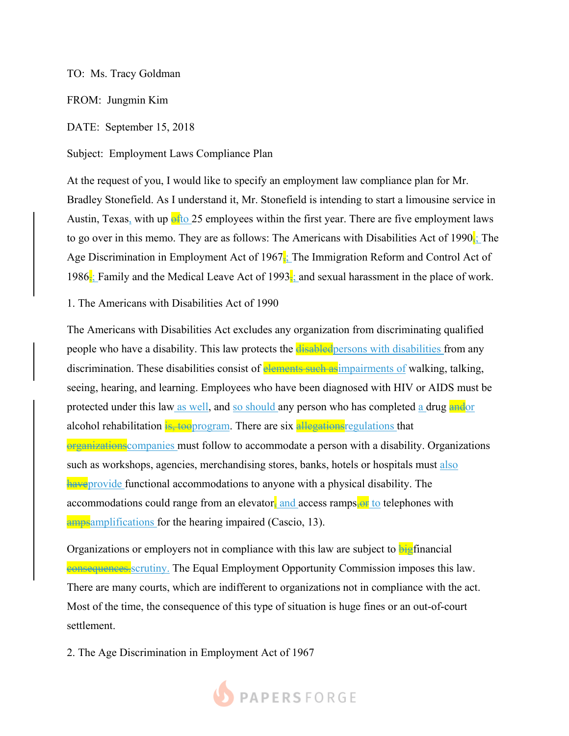TO: Ms. Tracy Goldman

FROM: Jungmin Kim

DATE: September 15, 2018

Subject: Employment Laws Compliance Plan

At the request of you, I would like to specify an employment law compliance plan for Mr. Bradley Stonefield. As I understand it, Mr. Stonefield is intending to start a limousine service in Austin, Texas, with up ~~of~~to 25 employees within the first year. There are five employment laws to go over in this memo. They are as follows: The Americans with Disabilities Act of 1990~~,~~; The Age Discrimination in Employment Act of 1967~~,~~; The Immigration Reform and Control Act of 1986~~,~~; Family and the Medical Leave Act of 1993~~,~~; and sexual harassment in the place of work.

1. The Americans with Disabilities Act of 1990

The Americans with Disabilities Act excludes any organization from discriminating qualified people who have a disability. This law protects the ~~disabled~~persons with disabilities from any discrimination. These disabilities consist of ~~elements such as~~impairments of walking, talking, seeing, hearing, and learning. Employees who have been diagnosed with HIV or AIDS must be protected under this law as well, and so should any person who has completed a drug ~~and~~or alcohol rehabilitation ~~is, too~~program. There are six ~~allegations~~regulations that ~~organizations~~companies must follow to accommodate a person with a disability. Organizations such as workshops, agencies, merchandising stores, banks, hotels or hospitals must also ~~have~~provide functional accommodations to anyone with a physical disability. The accommodations could range from an elevator~~,~~ and access ramps~~, or~~ to telephones with ~~amps~~amplifications for the hearing impaired (Cascio, 13).

Organizations or employers not in compliance with this law are subject to ~~big~~financial ~~consequences.~~scrutiny. The Equal Employment Opportunity Commission imposes this law. There are many courts, which are indifferent to organizations not in compliance with the act. Most of the time, the consequence of this type of situation is huge fines or an out-of-court settlement.

2. The Age Discrimination in Employment Act of 1967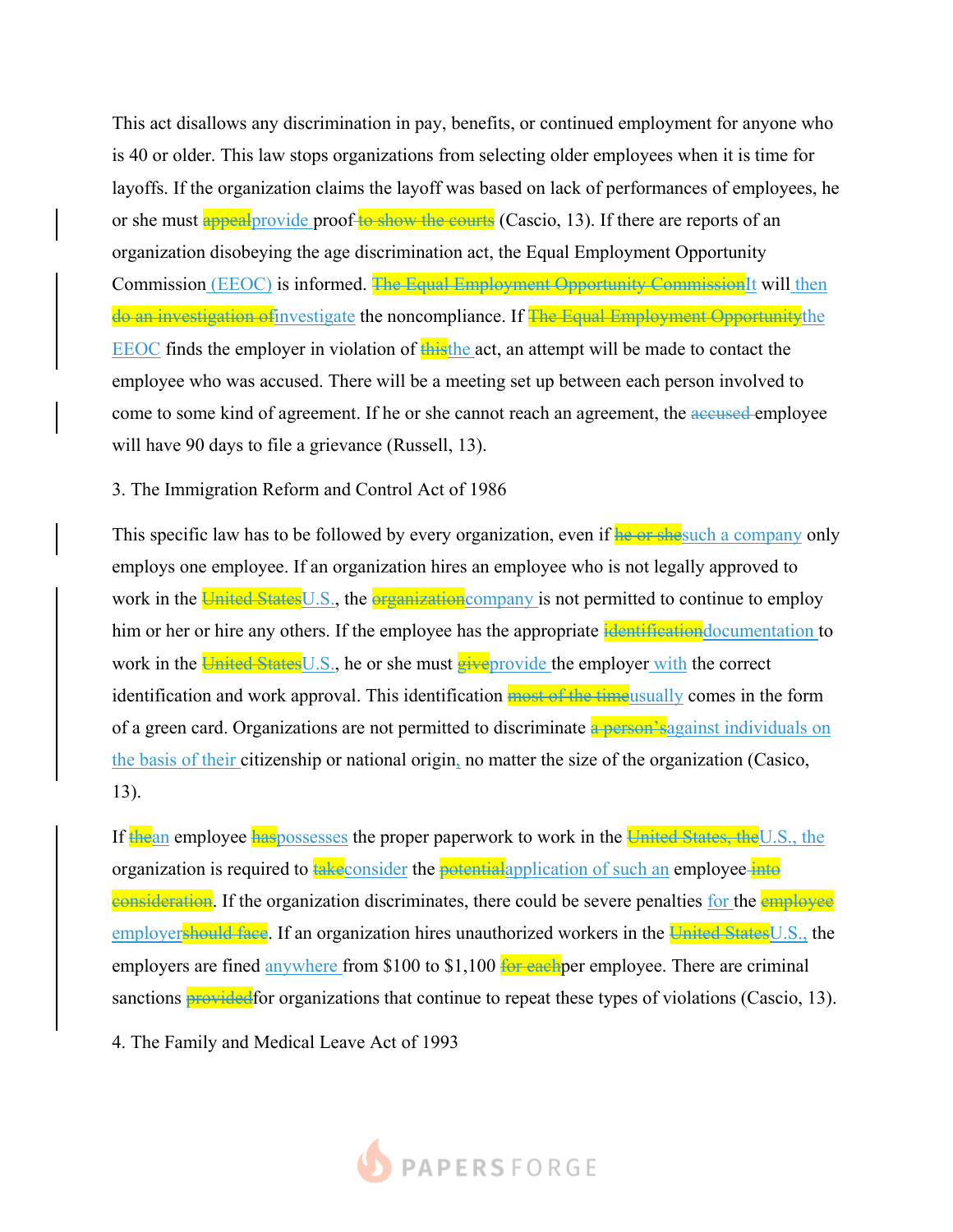This act disallows any discrimination in pay, benefits, or continued employment for anyone who is 40 or older. This law stops organizations from selecting older employees when it is time for layoffs. If the organization claims the layoff was based on lack of performances of employees, he or she must ~~appeal~~provide proof ~~to show the courts~~ (Cascio, 13). If there are reports of an organization disobeying the age discrimination act, the Equal Employment Opportunity Commission (EEOC) is informed. ~~The Equal Employment Opportunity Commission~~It will then ~~do an investigation of~~investigate the noncompliance. If ~~The Equal Employment Opportunity~~the EEOC finds the employer in violation of ~~this~~the act, an attempt will be made to contact the employee who was accused. There will be a meeting set up between each person involved to come to some kind of agreement. If he or she cannot reach an agreement, the accused employee will have 90 days to file a grievance (Russell, 13).

3. The Immigration Reform and Control Act of 1986

This specific law has to be followed by every organization, even if ~~he or she~~such a company only employs one employee. If an organization hires an employee who is not legally approved to work in the ~~United States~~U.S., the ~~organization~~company is not permitted to continue to employ him or her or hire any others. If the employee has the appropriate ~~identification~~documentation to work in the ~~United States~~U.S., he or she must ~~give~~provide the employer with the correct identification and work approval. This identification ~~most of the time~~usually comes in the form of a green card. Organizations are not permitted to discriminate ~~a person's~~against individuals on the basis of their citizenship or national origin, no matter the size of the organization (Casico, 13).

If ~~the~~an employee ~~has~~possesses the proper paperwork to work in the ~~United States, the~~U.S., the organization is required to ~~take~~consider the ~~potential~~application of such an employee ~~into consideration~~. If the organization discriminates, there could be severe penalties for the ~~employee~~ employer~~should face~~. If an organization hires unauthorized workers in the ~~United States~~U.S., the employers are fined anywhere from $100 to $1,100 ~~for each~~per employee. There are criminal sanctions ~~provided~~for organizations that continue to repeat these types of violations (Cascio, 13).

4. The Family and Medical Leave Act of 1993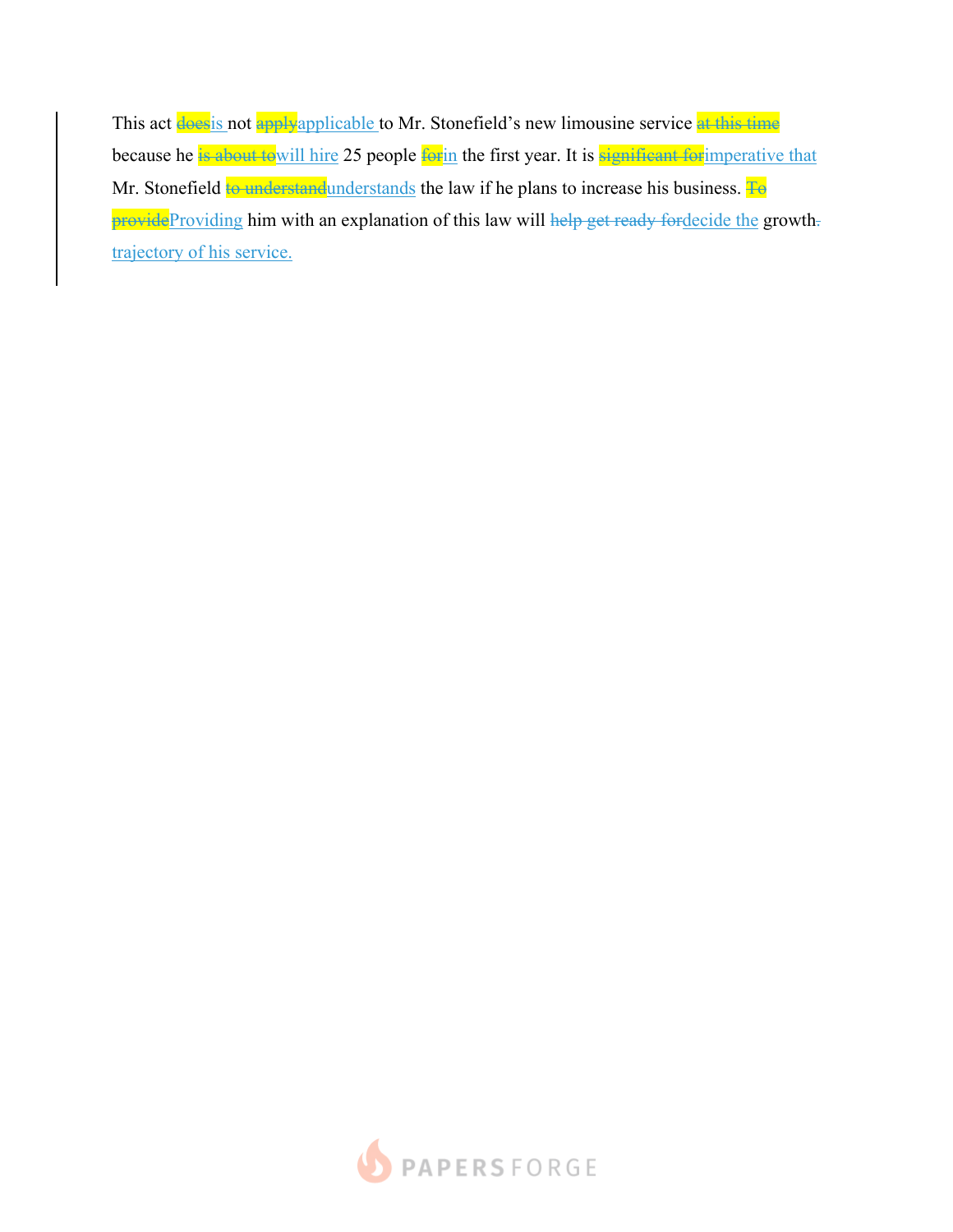This act ~~does~~is not ~~apply~~applicable to Mr. Stonefield's new limousine service ~~at this time~~ because he ~~is about to~~will hire 25 people ~~for~~in the first year. It is ~~significant for~~imperative that Mr. Stonefield ~~to understand~~understands the law if he plans to increase his business. ~~To provide~~Providing him with an explanation of this law will ~~help get ready for~~decide the growth~~.~~ trajectory of his service.